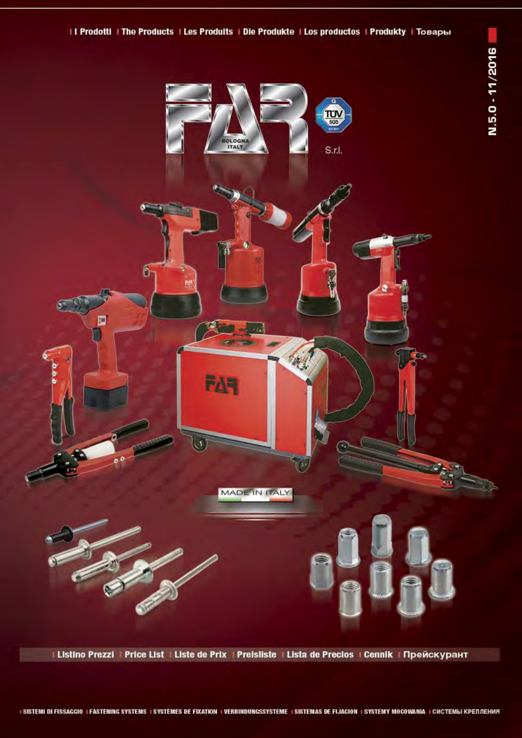| I Prodotti | The Products | Les Produits | Die Produkte | Los productos | Produkty | Товары

N.5.0 - 11/2016

# FAR

BOLOGNA ITALY

S.r.l.

MADE IN ITALY

| Listino Prezzi | Price List | Liste de Prix | Preisliste | Lista de Precios | Cennik | Прейскурант

| SISTEMI DI FISSAGGIO | FASTENING SYSTEMS | SYSTÈMES DE FIXATION | VERBINDUNGSSYSTEME | SISTEMAS DE FIJACION | SYSTEMY MOCOWANIA | СИСТЕМЫ КРЕПЛЕНИЯ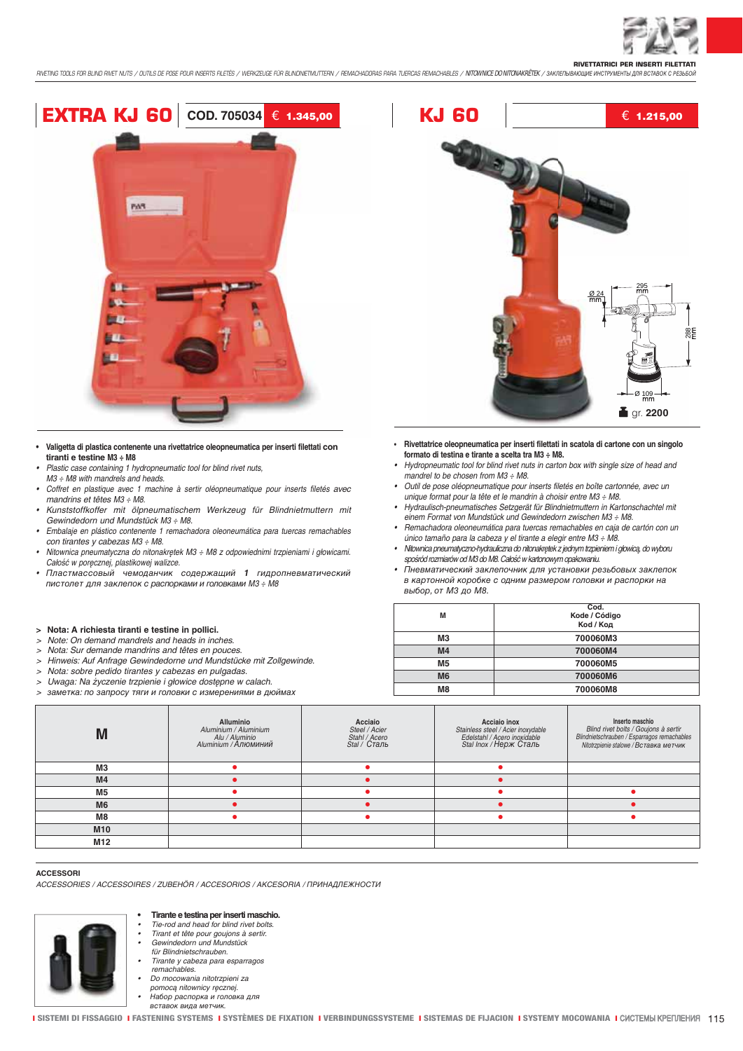RIVETTATRICI PER INSERTI FILETTATI

RIVETING TOOLS FOR BLIND RIVET NUTS / OUTILS DE POSE POUR INSERTS FILETÉS / WERKZEUGE FÜR BLINDNIETMUTTERN / REMACHADORAS PARA TUERCAS REMACHABLES / NITOWNICE DO NITONAKRĘTEK / ЗАКЛЕПЫВАЮЩИЕ ИНСТРУМЕНТЫ ДЛЯ ВСТАВОК С РЕЗЬБОЙ

## EXTRA KJ 60 | COD. 705034 | € 1.345,00

- **Valigetta di plastica contenente una rivettatrice oleopneumatica per inserti filettati con tiranti e testine M3 ÷ M8**
- *Plastic case containing 1 hydropneumatic tool for blind rivet nuts, M3 ÷ M8 with mandrels and heads.*
- *Coffret en plastique avec 1 machine à sertir oléopneumatique pour inserts filetés avec mandrins et têtes M3 ÷ M8.*
- *Kunststoffkoffer mit ölpneumatischem Werkzeug für Blindnietmuttern mit Gewindedorn und Mundstück M3 ÷ M8.*
- *Embalaje en plástico contenente 1 remachadora oleoneumática para tuercas remachables con tirantes y cabezas M3 ÷ M8.*
- *Nitownica pneumatyczna do nitonakrętek M3 ÷ M8 z odpowiednimi trzpieniami i głowicami. Całość w poręcznej, plastikowej walizce.*
- *Пластмассовый чемоданчик содержащий 1 гидропневматический пистолет для заклепок с распорками и головками M3 ÷ M8*

> **Nota: A richiesta tiranti e testine in pollici.**
> *Note: On demand mandrels and heads in inches.*
> *Nota: Sur demande mandrins and têtes en pouces.*
> *Hinweis: Auf Anfrage Gewindedorne und Mundstücke mit Zollgewinde.*
> *Nota: sobre pedido tirantes y cabezas en pulgadas.*
> *Uwaga: Na życzenie trzpienie i głowice dostępne w calach.*
> *заметка: по запросу тяги и головки с измерениями в дюймах*

## KJ 60 | € 1.215,00

Ø 24 mm; 295 mm; 288 mm; Ø 109 mm

gr. 2200

- **Rivettatrice oleopneumatica per inserti filettati in scatola di cartone con un singolo formato di testina e tirante a scelta tra M3 ÷ M8.**
- *Hydropneumatic tool for blind rivet nuts in carton box with single size of head and mandrel to be chosen from M3 ÷ M8.*
- *Outil de pose oléopneumatique pour inserts filetés en boîte cartonnée, avec un unique format pour la tête et le mandrin à choisir entre M3 ÷ M8.*
- *Hydraulisch-pneumatisches Setzgerät für Blindnietmuttern in Kartonschachtel mit einem Format von Mundstück und Gewindedorn zwischen M3 ÷ M8.*
- *Remachadora oleoneumática para tuercas remachables en caja de cartón con un único tamaño para la cabeza y el tirante a elegir entre M3 ÷ M8.*
- *Nitownica pneumatyczno-hydrauliczna do nitonakrętek z jednym trzpieniem i głowicą, do wyboru spośród rozmiarów od M3 do M8. Całość w kartonowym opakowaniu.*
- *Пневматический заклепочник для установки резьбовых заклепок в картонной коробке с одним размером головки и распорки на выбор, от M3 до M8.*

| M | Cod. Kode / Código Kod / Код |
|---|---|
| M3 | 700060M3 |
| M4 | 700060M4 |
| M5 | 700060M5 |
| M6 | 700060M6 |
| M8 | 700060M8 |

| M | Alluminio *Aluminium / Aluminium Alu / Aluminio Aluminium / Алюминий* | Acciaio *Steel / Acier Stahl / Acero Stal / Сталь* | Acciaio inox *Stainless steel / Acier inoxydable Edelstahl / Acero inoxidable Stal Inox / Нерж Сталь* | Inserto maschio *Blind rivet bolts / Goujons à sertir Blindnietschrauben / Esparragos remachables Nitotrzpienie stalowe / Вставка метчик* |
|---|---|---|---|---|
| M3 | • | • | • | |
| M4 | • | • | • | |
| M5 | • | • | • | • |
| M6 | • | • | • | • |
| M8 | • | • | • | • |
| M10 | | | | |
| M12 | | | | |

**ACCESSORI**

*ACCESSORIES / ACCESSOIRES / ZUBEHÖR / ACCESORIOS / AKCESORIA / ПРИНАДЛЕЖНОСТИ*

- **Tirante e testina per inserti maschio.**
- *Tie-rod and head for blind rivet bolts.*
- *Tirant et tête pour goujons à sertir.*
- *Gewindedorn und Mundstück für Blindnietschrauben.*
- *Tirante y cabeza para esparragos remachables.*
- *Do mocowania nitotrzpieni za pomocą nitownicy ręcznej.*
- *Набор распорка и головка для вставок вида метчик.*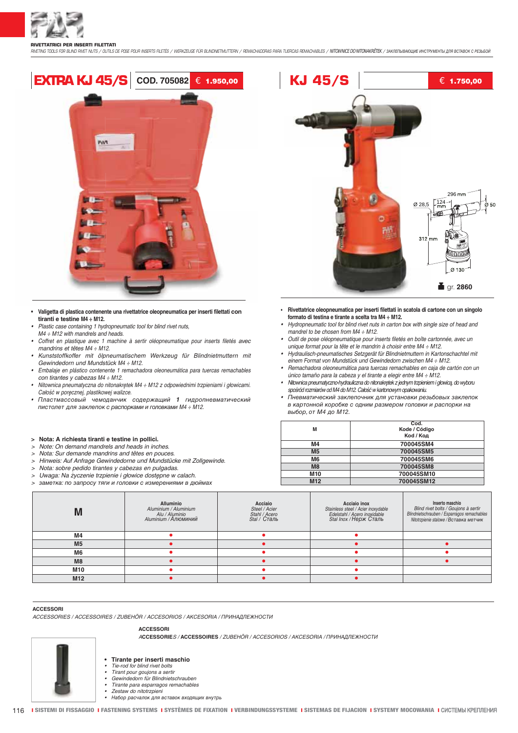**RIVETTATRICI PER INSERTI FILETTATI**

*RIVETING TOOLS FOR BLIND RIVET NUTS / OUTILS DE POSE POUR INSERTS FILETÉS / WERKZEUGE FÜR BLINDNIETMUTTERN / REMACHADORAS PARA TUERCAS REMACHABLES / NITOWNICE DO NITONAKRĘTEK / ЗАКЛЕПЫВАЮЩИЕ ИНСТРУМЕНТЫ ДЛЯ ВСТАВОК С РЕЗЬБОЙ*

## EXTRA KJ 45/S | COD. 705082 | € 1.950,00

- **Valigetta di plastica contenente una rivettatrice oleopneumatica per inserti filettati con tiranti e testine M4 ÷ M12.**
- *Plastic case containing 1 hydropneumatic tool for blind rivet nuts, M4 ÷ M12 with mandrels and heads.*
- *Coffret en plastique avec 1 machine à sertir oléopneumatique pour inserts filetés avec mandrins et têtes M4 ÷ M12.*
- *Kunststoffkoffer mit ölpneumatischem Werkzeug für Blindnietmuttern mit Gewindedorn und Mundstück M4 ÷ M12.*
- *Embalaje en plástico contenente 1 remachadora oleoneumática para tuercas remachables con tirantes y cabezas M4 ÷ M12.*
- *Nitownica pneumatyczna do nitonakrętek M4 ÷ M12 z odpowiednimi trzpieniami i głowicami. Całość w poręcznej, plastikowej walizce.*
- *Пластмассовый чемоданчик содержащий 1 гидропневматический пистолет для заклепок с распорками и головками M4 ÷ M12.*

> **Nota: A richiesta tiranti e testine in pollici.**
> *Note: On demand mandrels and heads in inches.*
> *Nota: Sur demande mandrins and têtes en pouces.*
> *Hinweis: Auf Anfrage Gewindedorne und Mundstücke mit Zollgewinde.*
> *Nota: sobre pedido tirantes y cabezas en pulgadas.*
> *Uwaga: Na życzenie trzpienie i głowice dostępne w calach.*
> *заметка: по запросу тяги и головки с измерениями в дюймах*

## KJ 45/S | € 1.750,00

296 mm; 124 mm; Ø 28,5; Ø 50; 312 mm; Ø 130; gr. 2860

- **Rivettatrice oleopneumatica per inserti filettati in scatola di cartone con un singolo formato di testina e tirante a scelta tra M4 ÷ M12.**
- *Hydropneumatic tool for blind rivet nuts in carton box with single size of head and mandrel to be chosen from M4 ÷ M12.*
- *Outil de pose oléopneumatique pour inserts filetés en boîte cartonnée, avec un unique format pour la tête et le mandrin à choisir entre M4 ÷ M12.*
- *Hydraulisch-pneumatisches Setzgerät für Blindnietmuttern in Kartonschachtel mit einem Format von Mundstück und Gewindedorn zwischen M4 ÷ M12.*
- *Remachadora oleoneumática para tuercas remachables en caja de cartón con un único tamaño para la cabeza y el tirante a elegir entre M4 ÷ M12.*
- *Nitownica pneumatyczno-hydrauliczna do nitonakrętek z jednym trzpieniem i głowicą, do wyboru spośród rozmiarów od M4 do M12. Całość w kartonowym opakowaniu.*
- *Пневматический заклепочник для установки резьбовых заклепок в картонной коробке с одним размером головки и распорки на выбор, от M4 до M12.*

| M | Cod. Kode / Código Kod / Код |
|---|---|
| M4 | 700045SM4 |
| M5 | 700045SM5 |
| M6 | 700045SM6 |
| M8 | 700045SM8 |
| M10 | 700045SM10 |
| M12 | 700045SM12 |

| M | Alluminio *Aluminium / Aluminium Alu / Aluminio Aluminium / Алюминий* | Acciaio *Steel / Acier Stahl / Acero Stal / Сталь* | Acciaio inox *Stainless steel / Acier inoxydable Edelstahl / Acero inoxidable Stal Inox / Нерж Сталь* | Inserto maschio *Blind rivet bolts / Goujons à sertir Blindnietschrauben / Esparragos remachables Nitotrzpienie stalowe / Вставка метчик* |
|---|---|---|---|---|
| M4 | ● | ● | ● | |
| M5 | ● | ● | ● | ● |
| M6 | ● | ● | ● | ● |
| M8 | ● | ● | ● | ● |
| M10 | ● | ● | ● | |
| M12 | ● | ● | ● | |

**ACCESSORI**

*ACCESSORIES / ACCESSOIRES / ZUBEHÖR / ACCESORIOS / AKCESORIA / ПРИНАДЛЕЖНОСТИ*

**ACCESSORI**

*ACCESSORIES / ACCESSOIRES / ZUBEHÖR / ACCESORIOS / AKCESORIA / ПРИНАДЛЕЖНОСТИ*

- **Tirante per inserti maschio**
- *Tie-rod for blind rivet bolts*
- *Tirant pour goujons a sertir*
- *Gewindedorn für Blindnietschrauben*
- *Tirante para esparragos remachables*
- *Zestaw do nitotrzpieni*
- *Набор расчалок для вставок входящих внутрь*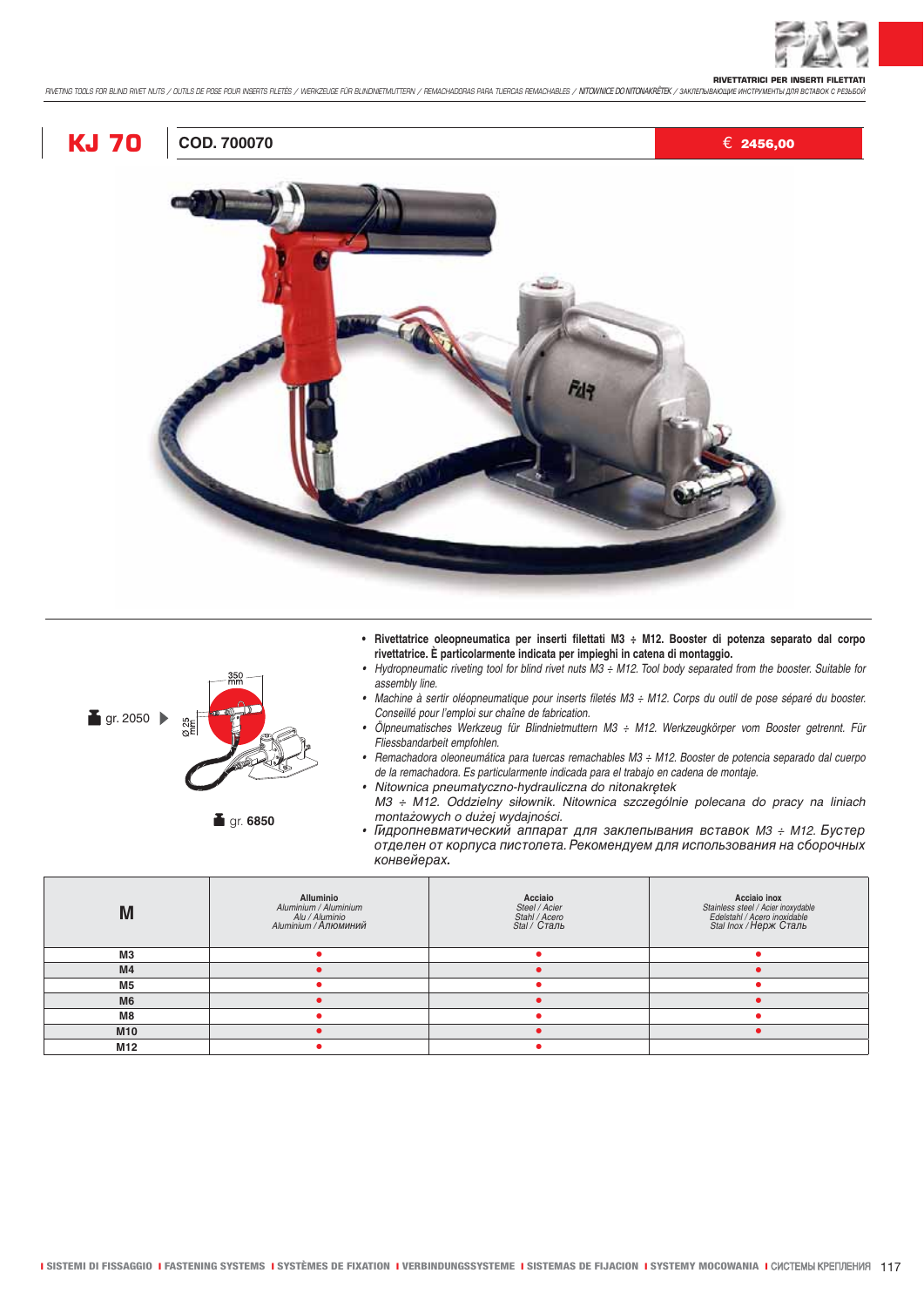RIVETTATRICI PER INSERTI FILETTATI

RIVETING TOOLS FOR BLIND RIVET NUTS / OUTILS DE POSE POUR INSERTS FILETÉS / WERKZEUGE FÜR BLINDNIETMUTTERN / REMACHADORAS PARA TUERCAS REMACHABLES / NITOWNICE DO NITONAKRĘTEK / ЗАКЛЕПЫВАЮЩИЕ ИНСТРУМЕНТЫ ДЛЯ ВСТАВОК С РЕЗЬБОЙ

# KJ 70

**COD. 700070** — **€ 2456,00**

gr. 2050

350 mm

Ø 25 mm

gr. **6850**

- **Rivettatrice oleopneumatica per inserti filettati M3 ÷ M12. Booster di potenza separato dal corpo rivettatrice. È particolarmente indicata per impieghi in catena di montaggio.**
- *Hydropneumatic riveting tool for blind rivet nuts M3 ÷ M12. Tool body separated from the booster. Suitable for assembly line.*
- *Machine à sertir oléopneumatique pour inserts filetés M3 ÷ M12. Corps du outil de pose séparé du booster. Conseillé pour l'emploi sur chaîne de fabrication.*
- *Ölpneumatisches Werkzeug für Blindnietmuttern M3 ÷ M12. Werkzeugkörper vom Booster getrennt. Für Fliessbandarbeit empfohlen.*
- *Remachadora oleoneumática para tuercas remachables M3 ÷ M12. Booster de potencia separado dal cuerpo de la remachadora. Es particularmente indicada para el trabajo en cadena de montaje.*
- *Nitownica pneumatyczno-hydrauliczna do nitonakrętek M3 ÷ M12. Oddzielny siłownik. Nitownica szczególnie polecana do pracy na liniach montażowych o dużej wydajności.*
- *Гидропневматический аппарат для заклепывания вставок M3 ÷ M12. Бустер отделен от корпуса пистолета. Рекомендуем для использования на сборочных конвейерах.*

| M | **Alluminio** *Aluminium / Aluminium Alu / Aluminio Aluminium / Алюминий* | **Acciaio** *Steel / Acier Stahl / Acero Stal / Сталь* | **Acciaio inox** *Stainless steel / Acier inoxydable Edelstahl / Acero inoxidable Stal Inox / Нерж Сталь* |
|---|---|---|---|
| M3 | ● | ● | ● |
| M4 | ● | ● | ● |
| M5 | ● | ● | ● |
| M6 | ● | ● | ● |
| M8 | ● | ● | ● |
| M10 | ● | ● | ● |
| M12 | ● | ● | |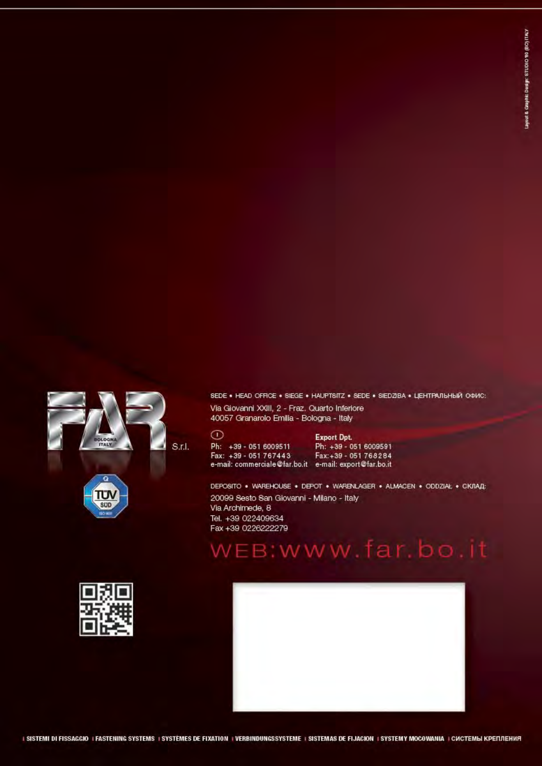Layout & Graphic Design: STUDIO '80 (BO) ITALY

FAR S.r.l.

SEDE • HEAD OFFICE • SIEGE • HAUPTSITZ • SEDE • SIEDZIBA • ЦЕНТРАЛЬНЫЙ ОФИС:

Via Giovanni XXIII, 2 - Fraz. Quarto Inferiore
40057 Granarolo Emilia - Bologna - Italy

Ph: +39 - 051 6009511
Fax: +39 - 051 767443
e-mail: commerciale@far.bo.it

**Export Dpt.**
Ph: +39 - 051 6009591
Fax:+39 - 051 768284
e-mail: export@far.bo.it

DEPOSITO • WAREHOUSE • DEPOT • WARENLAGER • ALMACEN • ODDZIAŁ • СКЛАД:

20099 Sesto San Giovanni - Milano - Italy
Via Archimede, 8
Tel. +39 022409634
Fax +39 0226222279

WEB:www.far.bo.it

SISTEMI DI FISSAGGIO | FASTENING SYSTEMS | SYSTÈMES DE FIXATION | VERBINDUNGSSYSTEME | SISTEMAS DE FIJACION | SYSTEMY MOCOWANIA | СИСТЕМЫ КРЕПЛЕНИЯ